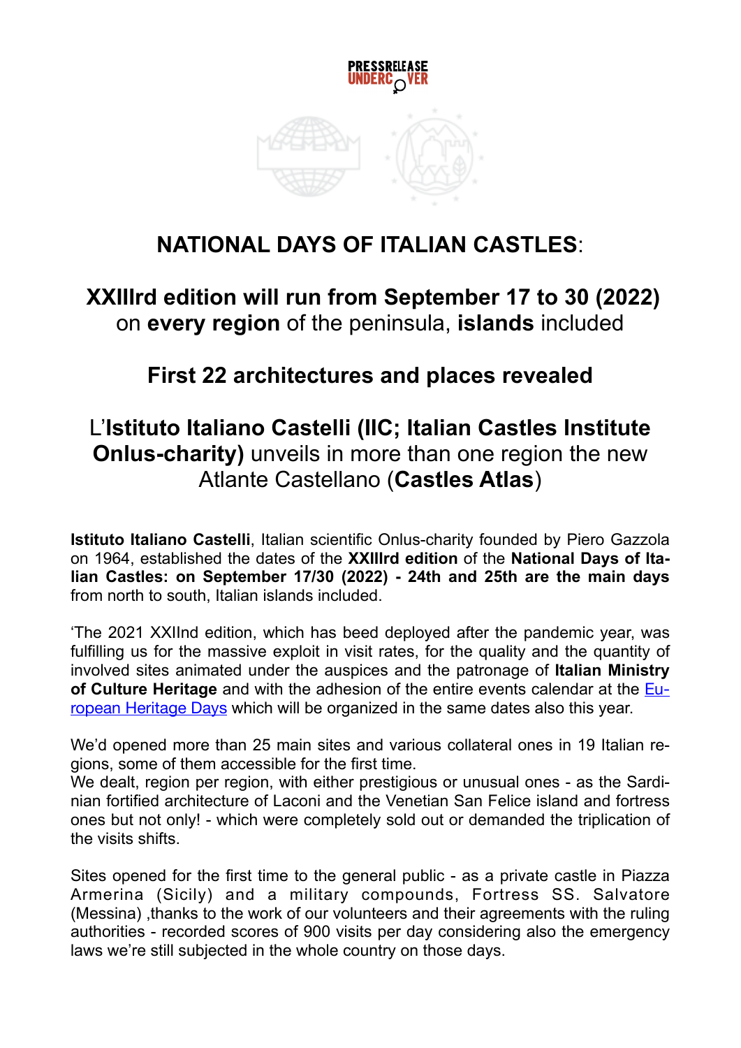# NATIONAL DAYS OF ITALIAN CASTLES:

## XXIIIrd edition will run from September 17 to 30 (2022) on every region of the peninsula, islands included

## First 22 architectures and places revealed

## L'Istituto Italiano Castelli (IIC; Italian Castles Institute Onlus-charity) unveils in more than one region the new Atlante Castellano (Castles Atlas)

**Istituto Italiano Castelli**, Italian scientific Onlus-charity founded by Piero Gazzola on 1964, established the dates of the **XXIIIrd edition** of the **National Days of Italian Castles: on September 17/30 (2022) - 24th and 25th are the main days** from north to south, Italian islands included.

'The 2021 XXIInd edition, which has beed deployed after the pandemic year, was fulfilling us for the massive exploit in visit rates, for the quality and the quantity of involved sites animated under the auspices and the patronage of **Italian Ministry of Culture Heritage** and with the adhesion of the entire events calendar at the European Heritage Days which will be organized in the same dates also this year.

We'd opened more than 25 main sites and various collateral ones in 19 Italian regions, some of them accessible for the first time.
We dealt, region per region, with either prestigious or unusual ones - as the Sardinian fortified architecture of Laconi and the Venetian San Felice island and fortress ones but not only! - which were completely sold out or demanded the triplication of the visits shifts.

Sites opened for the first time to the general public - as a private castle in Piazza Armerina (Sicily) and a military compounds, Fortress SS. Salvatore (Messina) ,thanks to the work of our volunteers and their agreements with the ruling authorities - recorded scores of 900 visits per day considering also the emergency laws we're still subjected in the whole country on those days.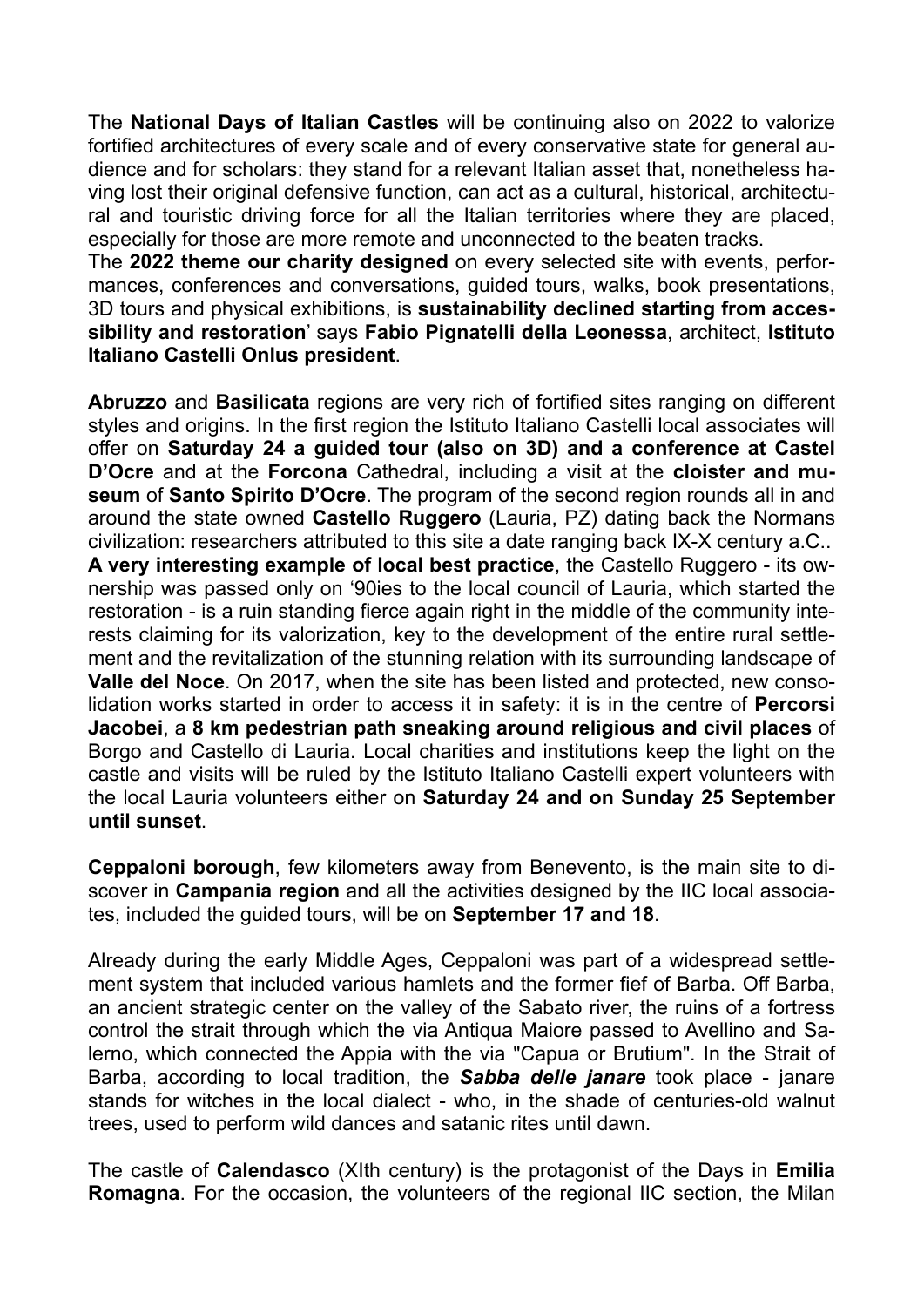The **National Days of Italian Castles** will be continuing also on 2022 to valorize fortified architectures of every scale and of every conservative state for general audience and for scholars: they stand for a relevant Italian asset that, nonetheless having lost their original defensive function, can act as a cultural, historical, architectural and touristic driving force for all the Italian territories where they are placed, especially for those are more remote and unconnected to the beaten tracks.
The **2022 theme our charity designed** on every selected site with events, performances, conferences and conversations, guided tours, walks, book presentations, 3D tours and physical exhibitions, is **sustainability declined starting from accessibility and restoration**' says **Fabio Pignatelli della Leonessa**, architect, **Istituto Italiano Castelli Onlus president**.

**Abruzzo** and **Basilicata** regions are very rich of fortified sites ranging on different styles and origins. In the first region the Istituto Italiano Castelli local associates will offer on **Saturday 24 a guided tour (also on 3D) and a conference at Castel D'Ocre** and at the **Forcona** Cathedral, including a visit at the **cloister and museum** of **Santo Spirito D'Ocre**. The program of the second region rounds all in and around the state owned **Castello Ruggero** (Lauria, PZ) dating back the Normans civilization: researchers attributed to this site a date ranging back IX-X century a.C..
**A very interesting example of local best practice**, the Castello Ruggero - its ownership was passed only on '90ies to the local council of Lauria, which started the restoration - is a ruin standing fierce again right in the middle of the community interests claiming for its valorization, key to the development of the entire rural settlement and the revitalization of the stunning relation with its surrounding landscape of **Valle del Noce**. On 2017, when the site has been listed and protected, new consolidation works started in order to access it in safety: it is in the centre of **Percorsi Jacobei**, a **8 km pedestrian path sneaking around religious and civil places** of Borgo and Castello di Lauria. Local charities and institutions keep the light on the castle and visits will be ruled by the Istituto Italiano Castelli expert volunteers with the local Lauria volunteers either on **Saturday 24 and on Sunday 25 September until sunset**.

**Ceppaloni borough**, few kilometers away from Benevento, is the main site to discover in **Campania region** and all the activities designed by the IIC local associates, included the guided tours, will be on **September 17 and 18**.

Already during the early Middle Ages, Ceppaloni was part of a widespread settlement system that included various hamlets and the former fief of Barba. Off Barba, an ancient strategic center on the valley of the Sabato river, the ruins of a fortress control the strait through which the via Antiqua Maiore passed to Avellino and Salerno, which connected the Appia with the via "Capua or Brutium". In the Strait of Barba, according to local tradition, the ***Sabba delle janare*** took place - janare stands for witches in the local dialect - who, in the shade of centuries-old walnut trees, used to perform wild dances and satanic rites until dawn.

The castle of **Calendasco** (XIth century) is the protagonist of the Days in **Emilia Romagna**. For the occasion, the volunteers of the regional IIC section, the Milan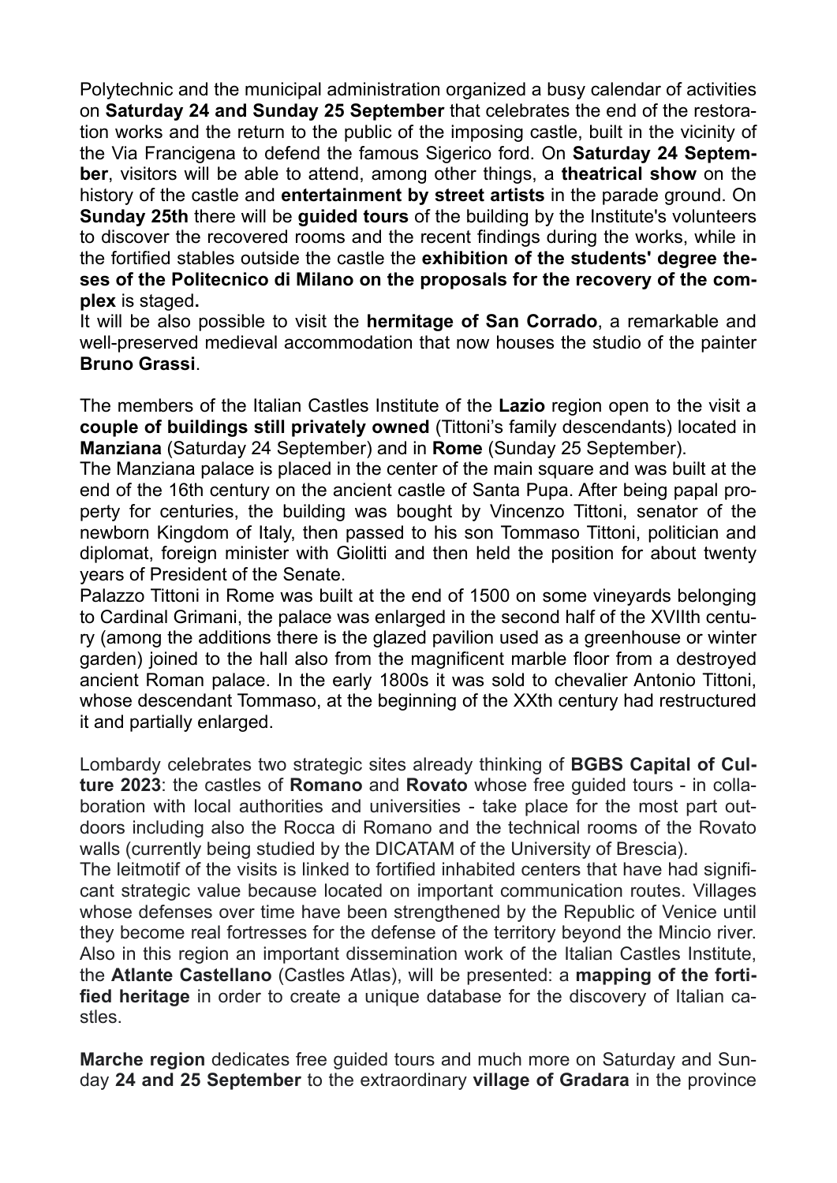Polytechnic and the municipal administration organized a busy calendar of activities on **Saturday 24 and Sunday 25 September** that celebrates the end of the restoration works and the return to the public of the imposing castle, built in the vicinity of the Via Francigena to defend the famous Sigerico ford. On **Saturday 24 September**, visitors will be able to attend, among other things, a **theatrical show** on the history of the castle and **entertainment by street artists** in the parade ground. On **Sunday 25th** there will be **guided tours** of the building by the Institute's volunteers to discover the recovered rooms and the recent findings during the works, while in the fortified stables outside the castle the **exhibition of the students' degree theses of the Politecnico di Milano on the proposals for the recovery of the complex** is staged**.**

It will be also possible to visit the **hermitage of San Corrado**, a remarkable and well-preserved medieval accommodation that now houses the studio of the painter **Bruno Grassi**.

The members of the Italian Castles Institute of the **Lazio** region open to the visit a **couple of buildings still privately owned** (Tittoni's family descendants) located in **Manziana** (Saturday 24 September) and in **Rome** (Sunday 25 September).

The Manziana palace is placed in the center of the main square and was built at the end of the 16th century on the ancient castle of Santa Pupa. After being papal property for centuries, the building was bought by Vincenzo Tittoni, senator of the newborn Kingdom of Italy, then passed to his son Tommaso Tittoni, politician and diplomat, foreign minister with Giolitti and then held the position for about twenty years of President of the Senate.

Palazzo Tittoni in Rome was built at the end of 1500 on some vineyards belonging to Cardinal Grimani, the palace was enlarged in the second half of the XVIIth century (among the additions there is the glazed pavilion used as a greenhouse or winter garden) joined to the hall also from the magnificent marble floor from a destroyed ancient Roman palace. In the early 1800s it was sold to chevalier Antonio Tittoni, whose descendant Tommaso, at the beginning of the XXth century had restructured it and partially enlarged.

Lombardy celebrates two strategic sites already thinking of **BGBS Capital of Culture 2023**: the castles of **Romano** and **Rovato** whose free guided tours - in collaboration with local authorities and universities - take place for the most part outdoors including also the Rocca di Romano and the technical rooms of the Rovato walls (currently being studied by the DICATAM of the University of Brescia).

The leitmotif of the visits is linked to fortified inhabited centers that have had significant strategic value because located on important communication routes. Villages whose defenses over time have been strengthened by the Republic of Venice until they become real fortresses for the defense of the territory beyond the Mincio river. Also in this region an important dissemination work of the Italian Castles Institute, the **Atlante Castellano** (Castles Atlas), will be presented: a **mapping of the fortified heritage** in order to create a unique database for the discovery of Italian castles.

**Marche region** dedicates free guided tours and much more on Saturday and Sunday **24 and 25 September** to the extraordinary **village of Gradara** in the province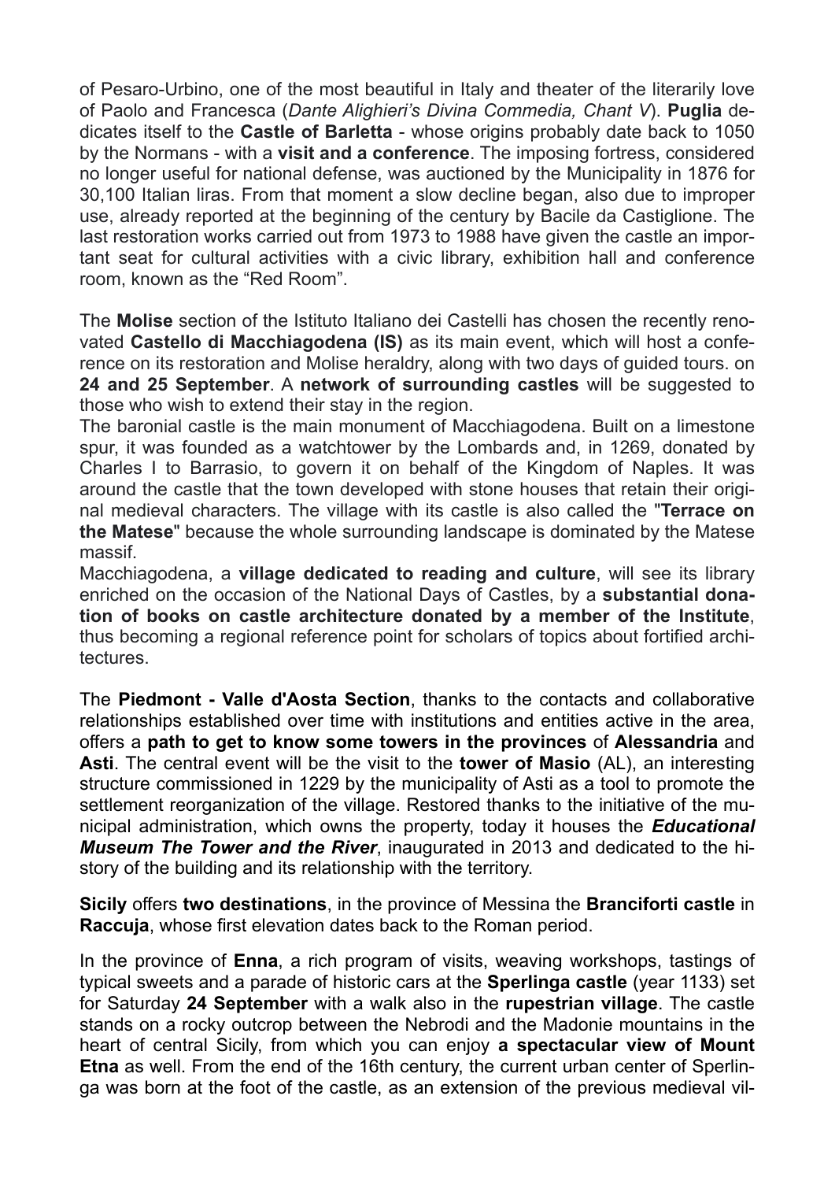of Pesaro-Urbino, one of the most beautiful in Italy and theater of the literarily love of Paolo and Francesca (*Dante Alighieri's Divina Commedia, Chant V*). **Puglia** dedicates itself to the **Castle of Barletta** - whose origins probably date back to 1050 by the Normans - with a **visit and a conference**. The imposing fortress, considered no longer useful for national defense, was auctioned by the Municipality in 1876 for 30,100 Italian liras. From that moment a slow decline began, also due to improper use, already reported at the beginning of the century by Bacile da Castiglione. The last restoration works carried out from 1973 to 1988 have given the castle an important seat for cultural activities with a civic library, exhibition hall and conference room, known as the "Red Room".

The **Molise** section of the Istituto Italiano dei Castelli has chosen the recently renovated **Castello di Macchiagodena (IS)** as its main event, which will host a conference on its restoration and Molise heraldry, along with two days of guided tours. on **24 and 25 September**. A **network of surrounding castles** will be suggested to those who wish to extend their stay in the region.

The baronial castle is the main monument of Macchiagodena. Built on a limestone spur, it was founded as a watchtower by the Lombards and, in 1269, donated by Charles I to Barrasio, to govern it on behalf of the Kingdom of Naples. It was around the castle that the town developed with stone houses that retain their original medieval characters. The village with its castle is also called the "**Terrace on the Matese**" because the whole surrounding landscape is dominated by the Matese massif.

Macchiagodena, a **village dedicated to reading and culture**, will see its library enriched on the occasion of the National Days of Castles, by a **substantial donation of books on castle architecture donated by a member of the Institute**, thus becoming a regional reference point for scholars of topics about fortified architectures.

The **Piedmont - Valle d'Aosta Section**, thanks to the contacts and collaborative relationships established over time with institutions and entities active in the area, offers a **path to get to know some towers in the provinces** of **Alessandria** and **Asti**. The central event will be the visit to the **tower of Masio** (AL), an interesting structure commissioned in 1229 by the municipality of Asti as a tool to promote the settlement reorganization of the village. Restored thanks to the initiative of the municipal administration, which owns the property, today it houses the ***Educational Museum The Tower and the River***, inaugurated in 2013 and dedicated to the history of the building and its relationship with the territory.

**Sicily** offers **two destinations**, in the province of Messina the **Branciforti castle** in **Raccuja**, whose first elevation dates back to the Roman period.

In the province of **Enna**, a rich program of visits, weaving workshops, tastings of typical sweets and a parade of historic cars at the **Sperlinga castle** (year 1133) set for Saturday **24 September** with a walk also in the **rupestrian village**. The castle stands on a rocky outcrop between the Nebrodi and the Madonie mountains in the heart of central Sicily, from which you can enjoy **a spectacular view of Mount Etna** as well. From the end of the 16th century, the current urban center of Sperlinga was born at the foot of the castle, as an extension of the previous medieval vil-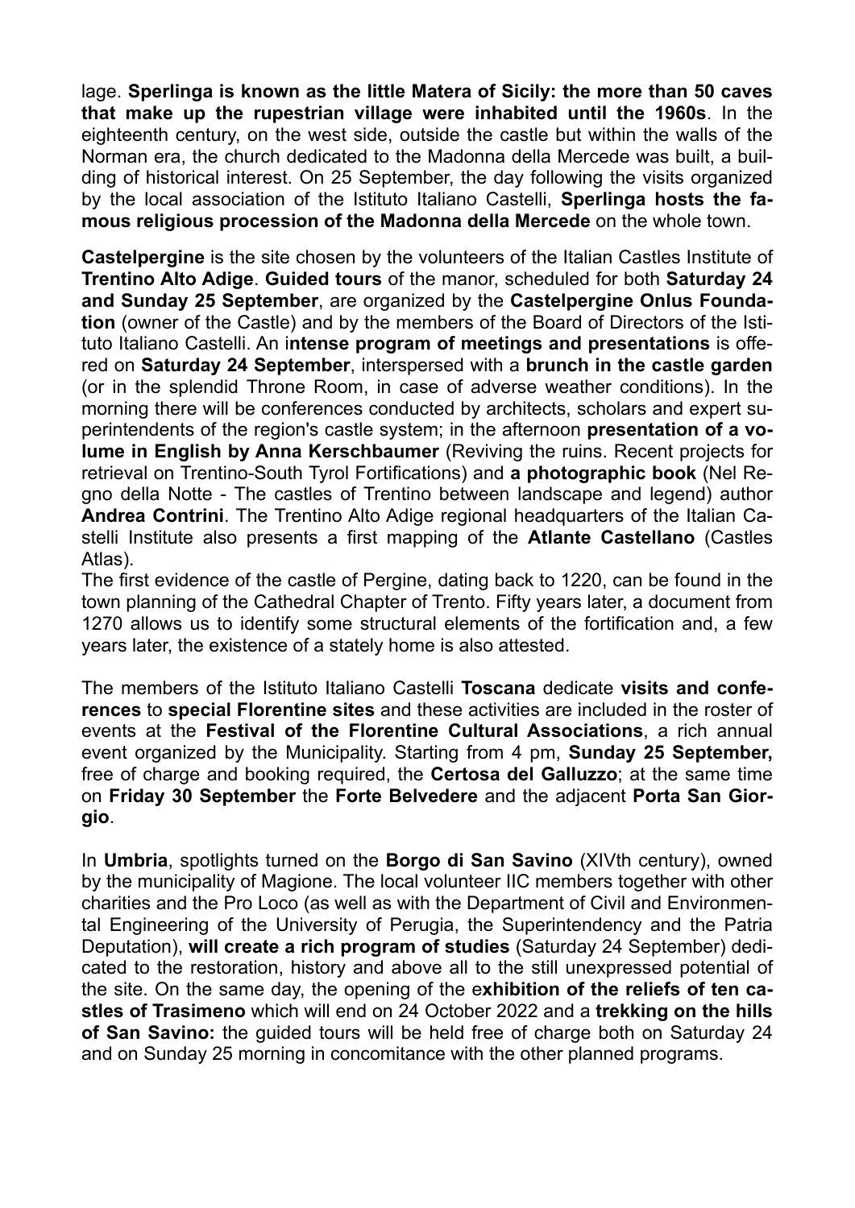lage. **Sperlinga is known as the little Matera of Sicily: the more than 50 caves that make up the rupestrian village were inhabited until the 1960s**. In the eighteenth century, on the west side, outside the castle but within the walls of the Norman era, the church dedicated to the Madonna della Mercede was built, a building of historical interest. On 25 September, the day following the visits organized by the local association of the Istituto Italiano Castelli, **Sperlinga hosts the famous religious procession of the Madonna della Mercede** on the whole town.

**Castelpergine** is the site chosen by the volunteers of the Italian Castles Institute of **Trentino Alto Adige**. **Guided tours** of the manor, scheduled for both **Saturday 24 and Sunday 25 September**, are organized by the **Castelpergine Onlus Foundation** (owner of the Castle) and by the members of the Board of Directors of the Istituto Italiano Castelli. An i**ntense program of meetings and presentations** is offered on **Saturday 24 September**, interspersed with a **brunch in the castle garden** (or in the splendid Throne Room, in case of adverse weather conditions). In the morning there will be conferences conducted by architects, scholars and expert superintendents of the region's castle system; in the afternoon **presentation of a volume in English by Anna Kerschbaumer** (Reviving the ruins. Recent projects for retrieval on Trentino-South Tyrol Fortifications) and **a photographic book** (Nel Regno della Notte - The castles of Trentino between landscape and legend) author **Andrea Contrini**. The Trentino Alto Adige regional headquarters of the Italian Castelli Institute also presents a first mapping of the **Atlante Castellano** (Castles Atlas).
The first evidence of the castle of Pergine, dating back to 1220, can be found in the town planning of the Cathedral Chapter of Trento. Fifty years later, a document from 1270 allows us to identify some structural elements of the fortification and, a few years later, the existence of a stately home is also attested.

The members of the Istituto Italiano Castelli **Toscana** dedicate **visits and conferences** to **special Florentine sites** and these activities are included in the roster of events at the **Festival of the Florentine Cultural Associations**, a rich annual event organized by the Municipality. Starting from 4 pm, **Sunday 25 September,** free of charge and booking required, the **Certosa del Galluzzo**; at the same time on **Friday 30 September** the **Forte Belvedere** and the adjacent **Porta San Giorgio**.

In **Umbria**, spotlights turned on the **Borgo di San Savino** (XIVth century), owned by the municipality of Magione. The local volunteer IIC members together with other charities and the Pro Loco (as well as with the Department of Civil and Environmental Engineering of the University of Perugia, the Superintendency and the Patria Deputation), **will create a rich program of studies** (Saturday 24 September) dedicated to the restoration, history and above all to the still unexpressed potential of the site. On the same day, the opening of the e**xhibition of the reliefs of ten castles of Trasimeno** which will end on 24 October 2022 and a **trekking on the hills of San Savino:** the guided tours will be held free of charge both on Saturday 24 and on Sunday 25 morning in concomitance with the other planned programs.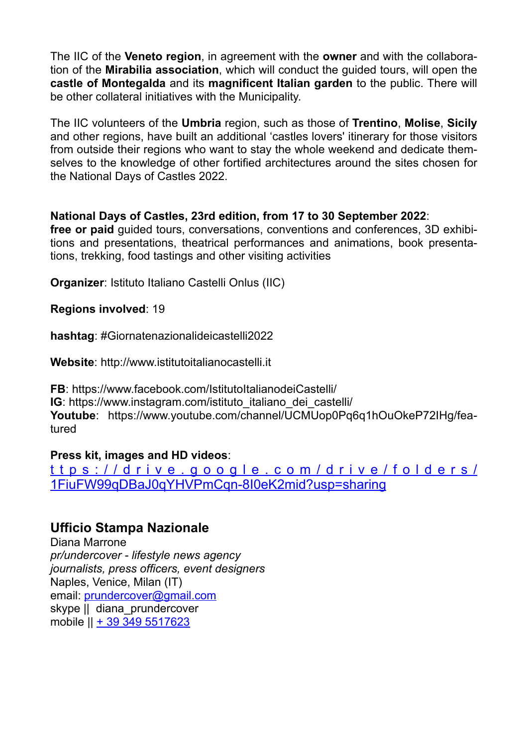The IIC of the **Veneto region**, in agreement with the **owner** and with the collaboration of the **Mirabilia association**, which will conduct the guided tours, will open the **castle of Montegalda** and its **magnificent Italian garden** to the public. There will be other collateral initiatives with the Municipality.

The IIC volunteers of the **Umbria** region, such as those of **Trentino**, **Molise**, **Sicily** and other regions, have built an additional 'castles lovers' itinerary for those visitors from outside their regions who want to stay the whole weekend and dedicate themselves to the knowledge of other fortified architectures around the sites chosen for the National Days of Castles 2022.

**National Days of Castles, 23rd edition, from 17 to 30 September 2022**:
**free or paid** guided tours, conversations, conventions and conferences, 3D exhibitions and presentations, theatrical performances and animations, book presentations, trekking, food tastings and other visiting activities

**Organizer**: Istituto Italiano Castelli Onlus (IIC)

**Regions involved**: 19

**hashtag**: #Giornatenazionalideicastelli2022

**Website**: http://www.istitutoitalianocastelli.it

**FB**: https://www.facebook.com/IstitutoItalianodeiCastelli/
**IG**: https://www.instagram.com/istituto_italiano_dei_castelli/
**Youtube**: https://www.youtube.com/channel/UCMUop0Pq6q1hOuOkeP72IHg/featured

**Press kit, images and HD videos**:
ttps://drive.google.com/drive/folders/1FiuFW99qDBaJ0qYHVPmCqn-8I0eK2mid?usp=sharing

## Ufficio Stampa Nazionale

Diana Marrone
*pr/undercover - lifestyle news agency*
*journalists, press officers, event designers*
Naples, Venice, Milan (IT)
email: prundercover@gmail.com
skype || diana_prundercover
mobile || + 39 349 5517623